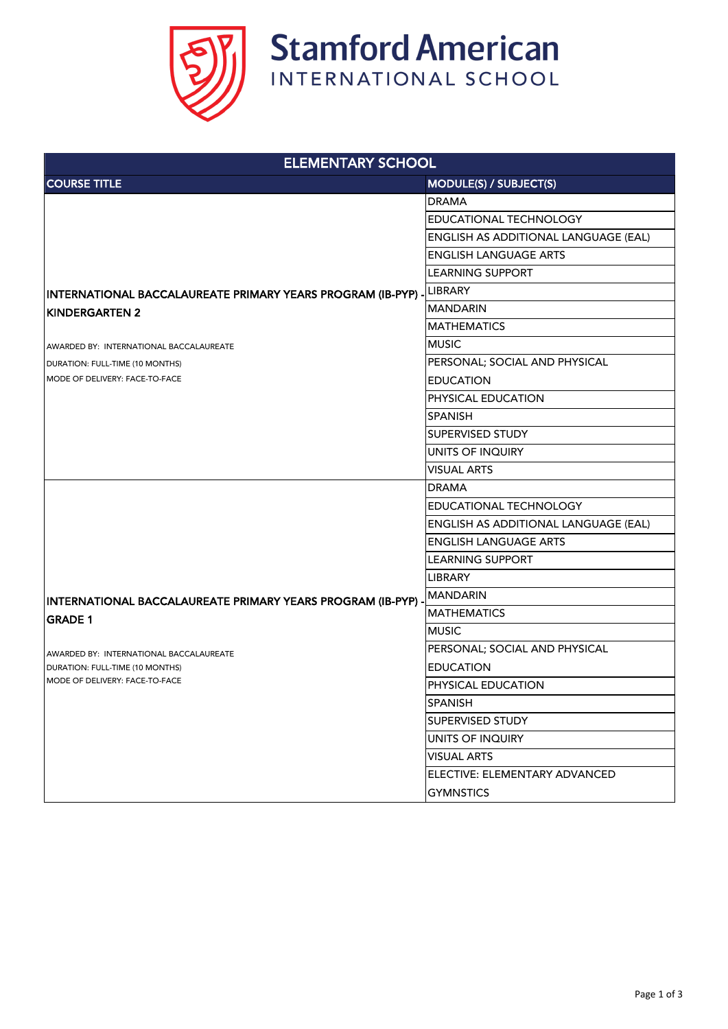# Stamford American

INTERNATIONAL SCHOOL

| ELEMENTARY SCHOOL | |
|---|---|
| COURSE TITLE | MODULE(S) / SUBJECT(S) |
| INTERNATIONAL BACCALAUREATE PRIMARY YEARS PROGRAM (IB-PYP) - KINDERGARTEN 2<br><br>AWARDED BY: INTERNATIONAL BACCALAUREATE<br>DURATION: FULL-TIME (10 MONTHS)<br>MODE OF DELIVERY: FACE-TO-FACE | DRAMA |
| | EDUCATIONAL TECHNOLOGY |
| | ENGLISH AS ADDITIONAL LANGUAGE (EAL) |
| | ENGLISH LANGUAGE ARTS |
| | LEARNING SUPPORT |
| | LIBRARY |
| | MANDARIN |
| | MATHEMATICS |
| | MUSIC |
| | PERSONAL; SOCIAL AND PHYSICAL EDUCATION |
| | PHYSICAL EDUCATION |
| | SPANISH |
| | SUPERVISED STUDY |
| | UNITS OF INQUIRY |
| | VISUAL ARTS |
| INTERNATIONAL BACCALAUREATE PRIMARY YEARS PROGRAM (IB-PYP) - GRADE 1<br><br>AWARDED BY: INTERNATIONAL BACCALAUREATE<br>DURATION: FULL-TIME (10 MONTHS)<br>MODE OF DELIVERY: FACE-TO-FACE | DRAMA |
| | EDUCATIONAL TECHNOLOGY |
| | ENGLISH AS ADDITIONAL LANGUAGE (EAL) |
| | ENGLISH LANGUAGE ARTS |
| | LEARNING SUPPORT |
| | LIBRARY |
| | MANDARIN |
| | MATHEMATICS |
| | MUSIC |
| | PERSONAL; SOCIAL AND PHYSICAL EDUCATION |
| | PHYSICAL EDUCATION |
| | SPANISH |
| | SUPERVISED STUDY |
| | UNITS OF INQUIRY |
| | VISUAL ARTS |
| | ELECTIVE: ELEMENTARY ADVANCED GYMNSTICS |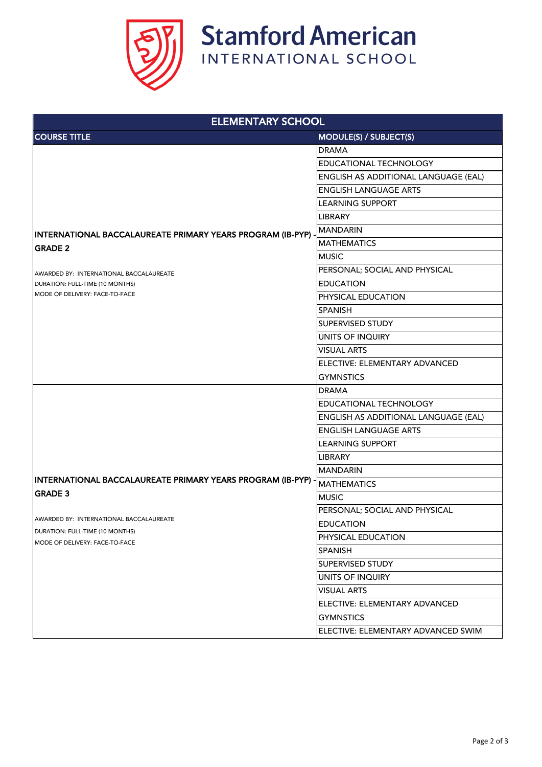# Stamford American INTERNATIONAL SCHOOL

| ELEMENTARY SCHOOL | |
|---|---|
| **COURSE TITLE** | **MODULE(S) / SUBJECT(S)** |
| **INTERNATIONAL BACCALAUREATE PRIMARY YEARS PROGRAM (IB-PYP) - GRADE 2**<br><br>AWARDED BY: INTERNATIONAL BACCALAUREATE<br>DURATION: FULL-TIME (10 MONTHS)<br>MODE OF DELIVERY: FACE-TO-FACE | DRAMA |
| | EDUCATIONAL TECHNOLOGY |
| | ENGLISH AS ADDITIONAL LANGUAGE (EAL) |
| | ENGLISH LANGUAGE ARTS |
| | LEARNING SUPPORT |
| | LIBRARY |
| | MANDARIN |
| | MATHEMATICS |
| | MUSIC |
| | PERSONAL; SOCIAL AND PHYSICAL EDUCATION |
| | PHYSICAL EDUCATION |
| | SPANISH |
| | SUPERVISED STUDY |
| | UNITS OF INQUIRY |
| | VISUAL ARTS |
| | ELECTIVE: ELEMENTARY ADVANCED GYMNSTICS |
| **INTERNATIONAL BACCALAUREATE PRIMARY YEARS PROGRAM (IB-PYP) - GRADE 3**<br><br>AWARDED BY: INTERNATIONAL BACCALAUREATE<br>DURATION: FULL-TIME (10 MONTHS)<br>MODE OF DELIVERY: FACE-TO-FACE | DRAMA |
| | EDUCATIONAL TECHNOLOGY |
| | ENGLISH AS ADDITIONAL LANGUAGE (EAL) |
| | ENGLISH LANGUAGE ARTS |
| | LEARNING SUPPORT |
| | LIBRARY |
| | MANDARIN |
| | MATHEMATICS |
| | MUSIC |
| | PERSONAL; SOCIAL AND PHYSICAL EDUCATION |
| | PHYSICAL EDUCATION |
| | SPANISH |
| | SUPERVISED STUDY |
| | UNITS OF INQUIRY |
| | VISUAL ARTS |
| | ELECTIVE: ELEMENTARY ADVANCED GYMNSTICS |
| | ELECTIVE: ELEMENTARY ADVANCED SWIM |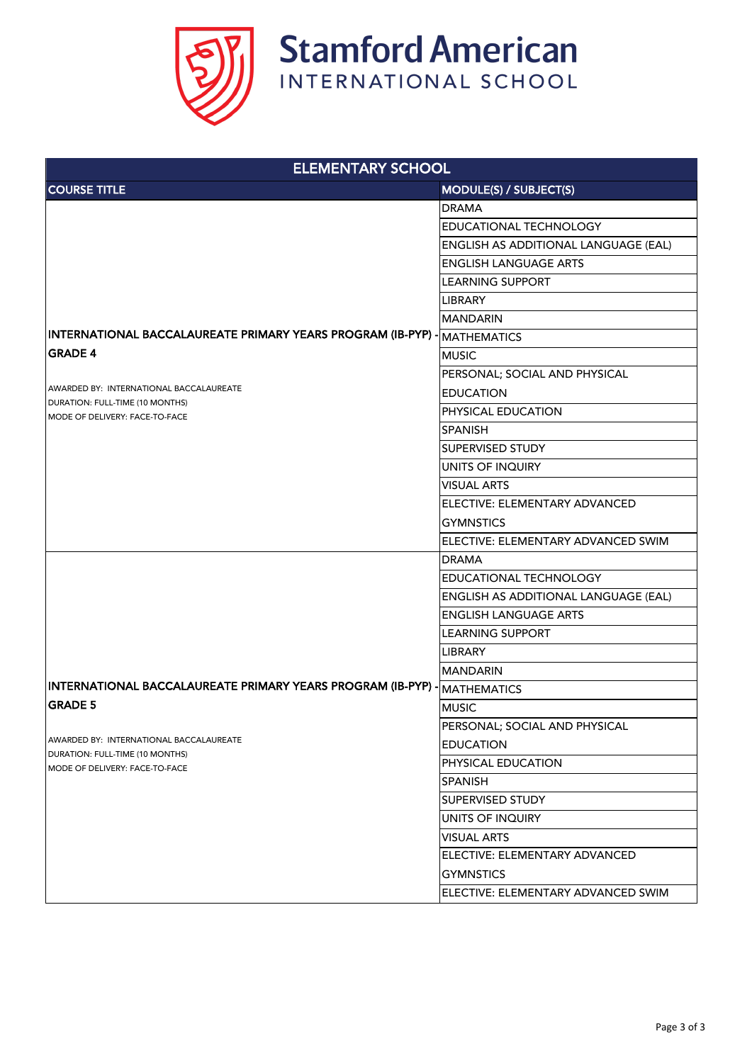# Stamford American

## INTERNATIONAL SCHOOL

| ELEMENTARY SCHOOL | |
|---|---|
| **COURSE TITLE** | **MODULE(S) / SUBJECT(S)** |
| **INTERNATIONAL BACCALAUREATE PRIMARY YEARS PROGRAM (IB-PYP) - GRADE 4**<br><br>AWARDED BY: INTERNATIONAL BACCALAUREATE<br>DURATION: FULL-TIME (10 MONTHS)<br>MODE OF DELIVERY: FACE-TO-FACE | DRAMA |
| | EDUCATIONAL TECHNOLOGY |
| | ENGLISH AS ADDITIONAL LANGUAGE (EAL) |
| | ENGLISH LANGUAGE ARTS |
| | LEARNING SUPPORT |
| | LIBRARY |
| | MANDARIN |
| | MATHEMATICS |
| | MUSIC |
| | PERSONAL; SOCIAL AND PHYSICAL EDUCATION |
| | PHYSICAL EDUCATION |
| | SPANISH |
| | SUPERVISED STUDY |
| | UNITS OF INQUIRY |
| | VISUAL ARTS |
| | ELECTIVE: ELEMENTARY ADVANCED GYMNSTICS |
| | ELECTIVE: ELEMENTARY ADVANCED SWIM |
| **INTERNATIONAL BACCALAUREATE PRIMARY YEARS PROGRAM (IB-PYP) - GRADE 5**<br><br>AWARDED BY: INTERNATIONAL BACCALAUREATE<br>DURATION: FULL-TIME (10 MONTHS)<br>MODE OF DELIVERY: FACE-TO-FACE | DRAMA |
| | EDUCATIONAL TECHNOLOGY |
| | ENGLISH AS ADDITIONAL LANGUAGE (EAL) |
| | ENGLISH LANGUAGE ARTS |
| | LEARNING SUPPORT |
| | LIBRARY |
| | MANDARIN |
| | MATHEMATICS |
| | MUSIC |
| | PERSONAL; SOCIAL AND PHYSICAL EDUCATION |
| | PHYSICAL EDUCATION |
| | SPANISH |
| | SUPERVISED STUDY |
| | UNITS OF INQUIRY |
| | VISUAL ARTS |
| | ELECTIVE: ELEMENTARY ADVANCED GYMNSTICS |
| | ELECTIVE: ELEMENTARY ADVANCED SWIM |